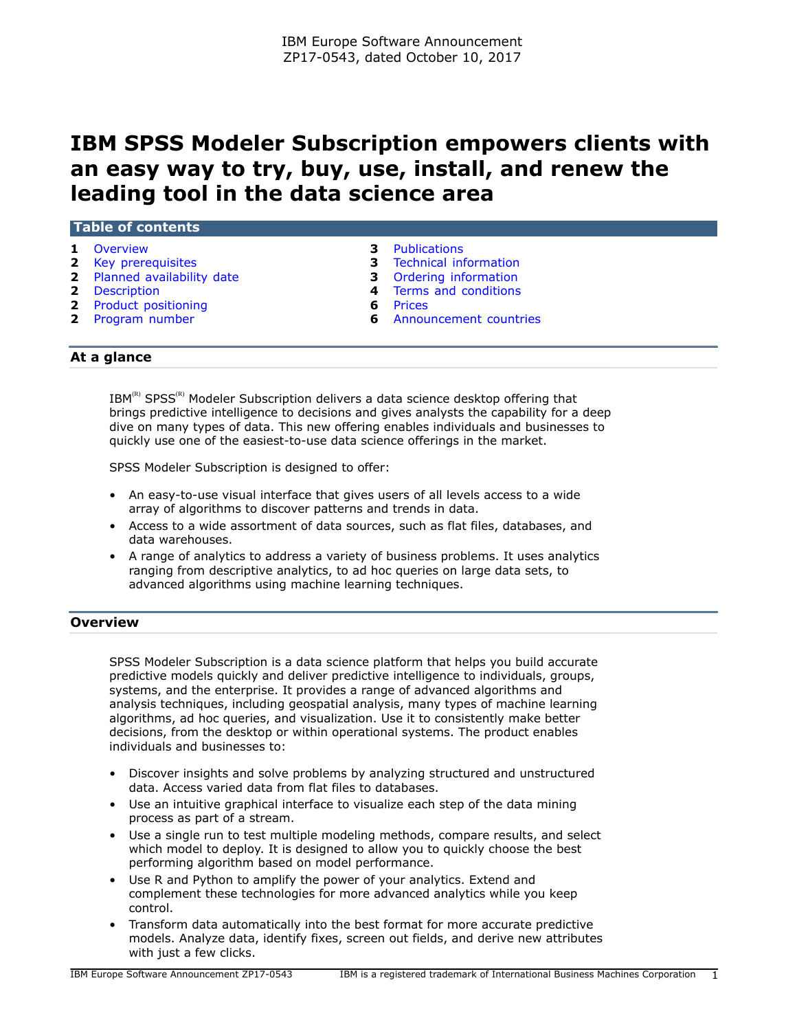IBM Europe Software Announcement
ZP17-0543, dated October 10, 2017

# IBM SPSS Modeler Subscription empowers clients with an easy way to try, buy, use, install, and renew the leading tool in the data science area

## Table of contents

| | | | |
|---|---|---|---|
| **1** | Overview | **3** | Publications |
| **2** | Key prerequisites | **3** | Technical information |
| **2** | Planned availability date | **3** | Ordering information |
| **2** | Description | **4** | Terms and conditions |
| **2** | Product positioning | **6** | Prices |
| **2** | Program number | **6** | Announcement countries |

## At a glance

IBM(R) SPSS(R) Modeler Subscription delivers a data science desktop offering that brings predictive intelligence to decisions and gives analysts the capability for a deep dive on many types of data. This new offering enables individuals and businesses to quickly use one of the easiest-to-use data science offerings in the market.

SPSS Modeler Subscription is designed to offer:

- An easy-to-use visual interface that gives users of all levels access to a wide array of algorithms to discover patterns and trends in data.
- Access to a wide assortment of data sources, such as flat files, databases, and data warehouses.
- A range of analytics to address a variety of business problems. It uses analytics ranging from descriptive analytics, to ad hoc queries on large data sets, to advanced algorithms using machine learning techniques.

## Overview

SPSS Modeler Subscription is a data science platform that helps you build accurate predictive models quickly and deliver predictive intelligence to individuals, groups, systems, and the enterprise. It provides a range of advanced algorithms and analysis techniques, including geospatial analysis, many types of machine learning algorithms, ad hoc queries, and visualization. Use it to consistently make better decisions, from the desktop or within operational systems. The product enables individuals and businesses to:

- Discover insights and solve problems by analyzing structured and unstructured data. Access varied data from flat files to databases.
- Use an intuitive graphical interface to visualize each step of the data mining process as part of a stream.
- Use a single run to test multiple modeling methods, compare results, and select which model to deploy. It is designed to allow you to quickly choose the best performing algorithm based on model performance.
- Use R and Python to amplify the power of your analytics. Extend and complement these technologies for more advanced analytics while you keep control.
- Transform data automatically into the best format for more accurate predictive models. Analyze data, identify fixes, screen out fields, and derive new attributes with just a few clicks.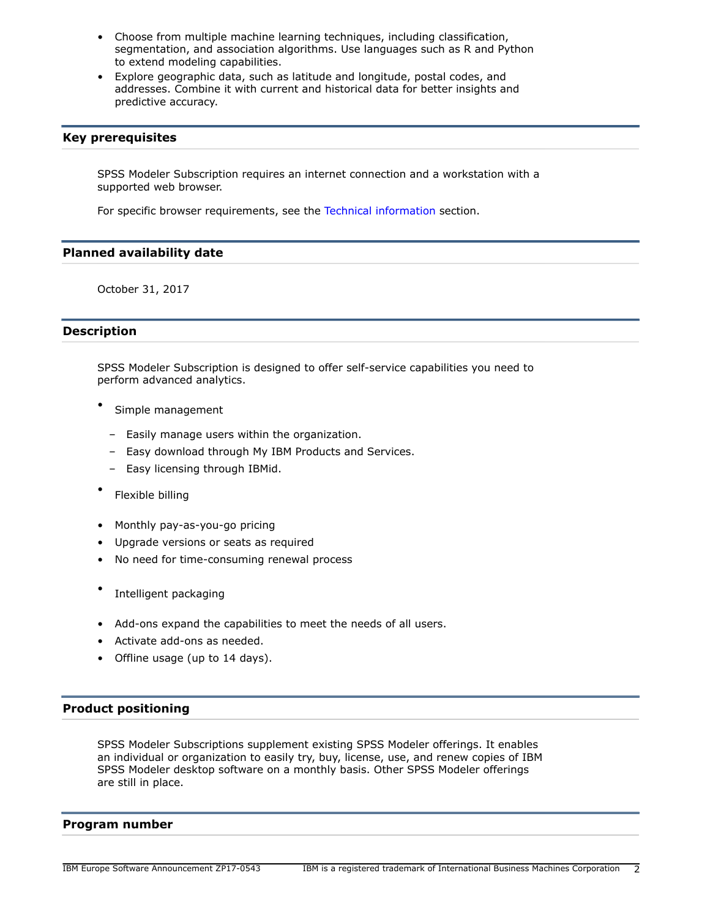- Choose from multiple machine learning techniques, including classification, segmentation, and association algorithms. Use languages such as R and Python to extend modeling capabilities.
- Explore geographic data, such as latitude and longitude, postal codes, and addresses. Combine it with current and historical data for better insights and predictive accuracy.

## Key prerequisites

SPSS Modeler Subscription requires an internet connection and a workstation with a supported web browser.

For specific browser requirements, see the Technical information section.

## Planned availability date

October 31, 2017

## Description

SPSS Modeler Subscription is designed to offer self-service capabilities you need to perform advanced analytics.

- Simple management
  - Easily manage users within the organization.
  - Easy download through My IBM Products and Services.
  - Easy licensing through IBMid.
- Flexible billing

- Monthly pay-as-you-go pricing
- Upgrade versions or seats as required
- No need for time-consuming renewal process

- Intelligent packaging

- Add-ons expand the capabilities to meet the needs of all users.
- Activate add-ons as needed.
- Offline usage (up to 14 days).

## Product positioning

SPSS Modeler Subscriptions supplement existing SPSS Modeler offerings. It enables an individual or organization to easily try, buy, license, use, and renew copies of IBM SPSS Modeler desktop software on a monthly basis. Other SPSS Modeler offerings are still in place.

## Program number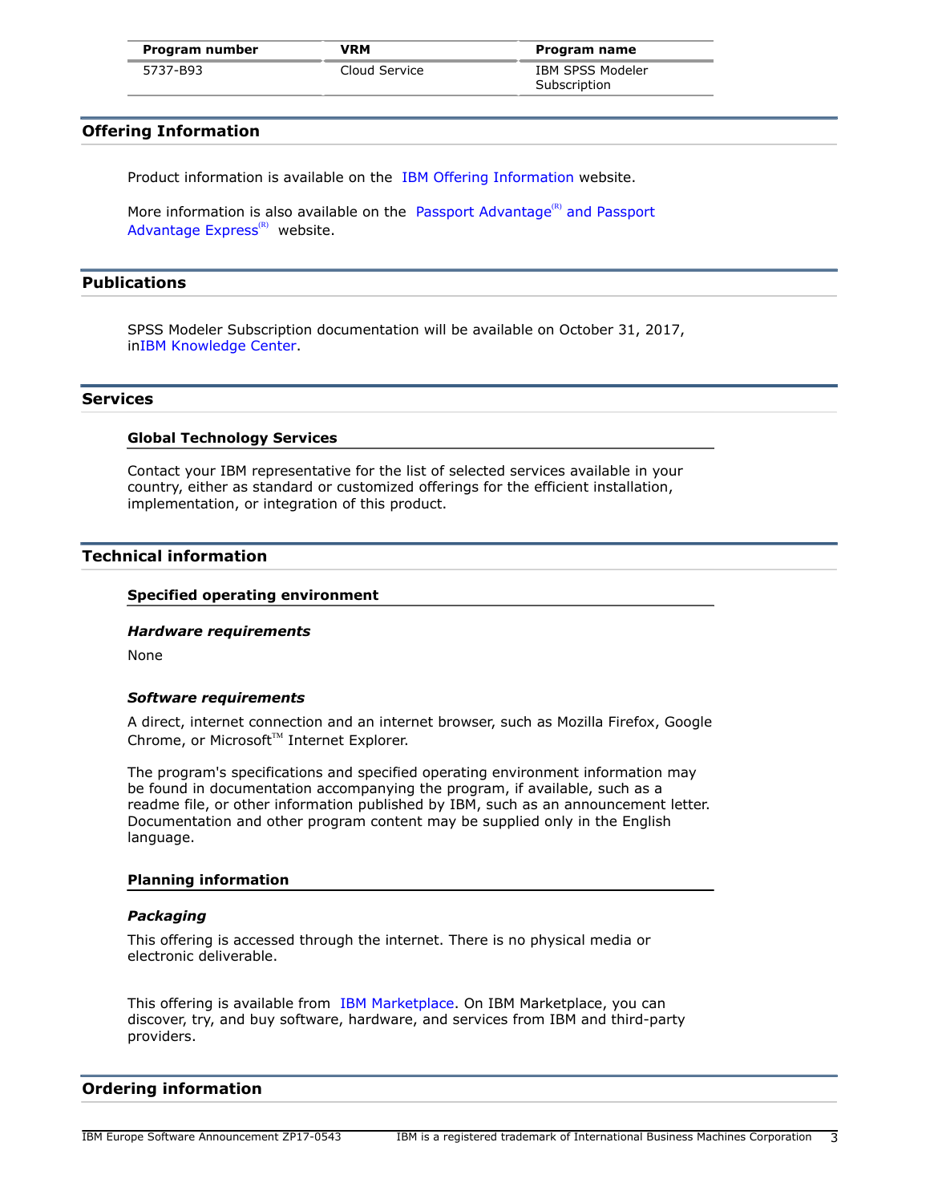| Program number | VRM | Program name |
| --- | --- | --- |
| 5737-B93 | Cloud Service | IBM SPSS Modeler Subscription |

## Offering Information

Product information is available on the IBM Offering Information website.

More information is also available on the Passport Advantage(R) and Passport Advantage Express(R) website.

## Publications

SPSS Modeler Subscription documentation will be available on October 31, 2017, inIBM Knowledge Center.

## Services

### Global Technology Services

Contact your IBM representative for the list of selected services available in your country, either as standard or customized offerings for the efficient installation, implementation, or integration of this product.

## Technical information

### Specified operating environment

#### *Hardware requirements*

None

#### *Software requirements*

A direct, internet connection and an internet browser, such as Mozilla Firefox, Google Chrome, or Microsoft™ Internet Explorer.

The program's specifications and specified operating environment information may be found in documentation accompanying the program, if available, such as a readme file, or other information published by IBM, such as an announcement letter. Documentation and other program content may be supplied only in the English language.

### Planning information

#### *Packaging*

This offering is accessed through the internet. There is no physical media or electronic deliverable.

This offering is available from IBM Marketplace. On IBM Marketplace, you can discover, try, and buy software, hardware, and services from IBM and third-party providers.

## Ordering information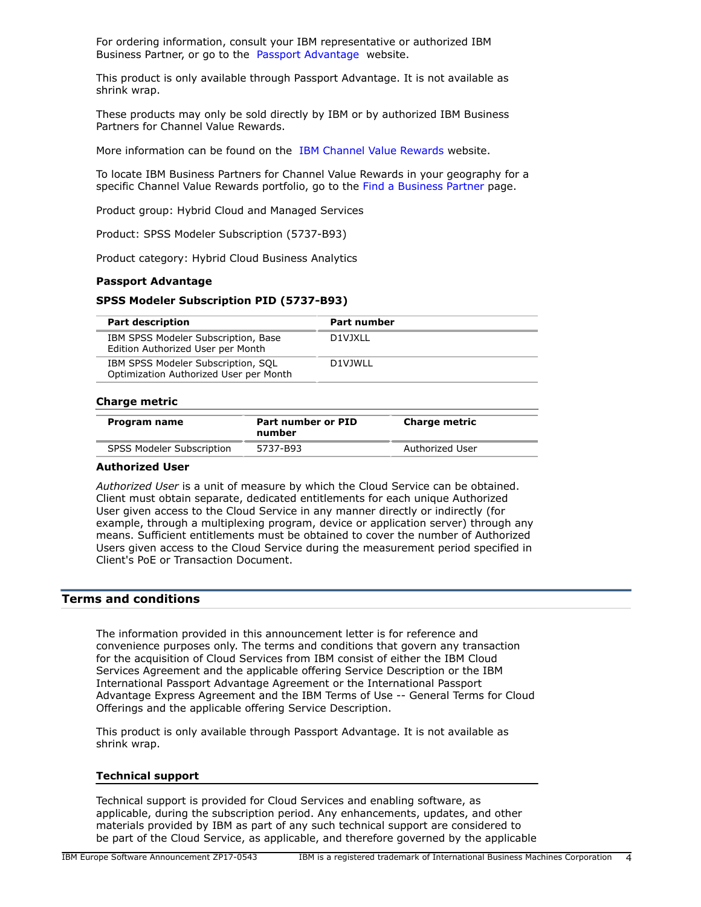For ordering information, consult your IBM representative or authorized IBM Business Partner, or go to the Passport Advantage website.

This product is only available through Passport Advantage. It is not available as shrink wrap.

These products may only be sold directly by IBM or by authorized IBM Business Partners for Channel Value Rewards.

More information can be found on the IBM Channel Value Rewards website.

To locate IBM Business Partners for Channel Value Rewards in your geography for a specific Channel Value Rewards portfolio, go to the Find a Business Partner page.

Product group: Hybrid Cloud and Managed Services

Product: SPSS Modeler Subscription (5737-B93)

Product category: Hybrid Cloud Business Analytics

**Passport Advantage**

**SPSS Modeler Subscription PID (5737-B93)**

| Part description | Part number |
|---|---|
| IBM SPSS Modeler Subscription, Base Edition Authorized User per Month | D1VJXLL |
| IBM SPSS Modeler Subscription, SQL Optimization Authorized User per Month | D1VJWLL |

**Charge metric**

| Program name | Part number or PID number | Charge metric |
|---|---|---|
| SPSS Modeler Subscription | 5737-B93 | Authorized User |

**Authorized User**

*Authorized User* is a unit of measure by which the Cloud Service can be obtained. Client must obtain separate, dedicated entitlements for each unique Authorized User given access to the Cloud Service in any manner directly or indirectly (for example, through a multiplexing program, device or application server) through any means. Sufficient entitlements must be obtained to cover the number of Authorized Users given access to the Cloud Service during the measurement period specified in Client's PoE or Transaction Document.

## Terms and conditions

The information provided in this announcement letter is for reference and convenience purposes only. The terms and conditions that govern any transaction for the acquisition of Cloud Services from IBM consist of either the IBM Cloud Services Agreement and the applicable offering Service Description or the IBM International Passport Advantage Agreement or the International Passport Advantage Express Agreement and the IBM Terms of Use -- General Terms for Cloud Offerings and the applicable offering Service Description.

This product is only available through Passport Advantage. It is not available as shrink wrap.

### Technical support

Technical support is provided for Cloud Services and enabling software, as applicable, during the subscription period. Any enhancements, updates, and other materials provided by IBM as part of any such technical support are considered to be part of the Cloud Service, as applicable, and therefore governed by the applicable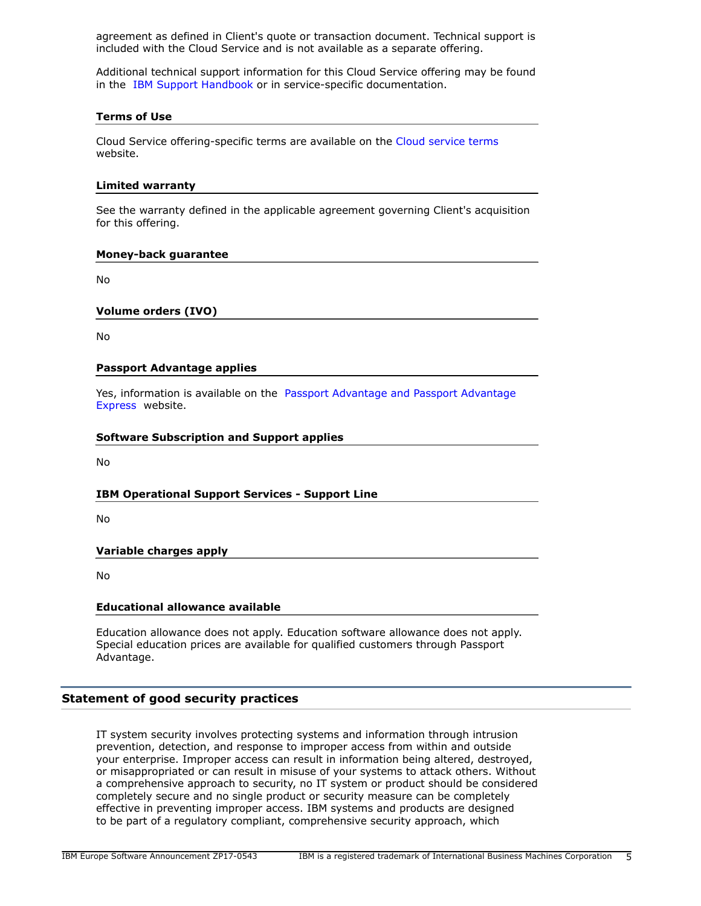agreement as defined in Client's quote or transaction document. Technical support is included with the Cloud Service and is not available as a separate offering.

Additional technical support information for this Cloud Service offering may be found in the IBM Support Handbook or in service-specific documentation.

### Terms of Use

Cloud Service offering-specific terms are available on the Cloud service terms website.

### Limited warranty

See the warranty defined in the applicable agreement governing Client's acquisition for this offering.

### Money-back guarantee

No

### Volume orders (IVO)

No

### Passport Advantage applies

Yes, information is available on the Passport Advantage and Passport Advantage Express website.

### Software Subscription and Support applies

No

### IBM Operational Support Services - Support Line

No

### Variable charges apply

No

### Educational allowance available

Education allowance does not apply. Education software allowance does not apply. Special education prices are available for qualified customers through Passport Advantage.

## Statement of good security practices

IT system security involves protecting systems and information through intrusion prevention, detection, and response to improper access from within and outside your enterprise. Improper access can result in information being altered, destroyed, or misappropriated or can result in misuse of your systems to attack others. Without a comprehensive approach to security, no IT system or product should be considered completely secure and no single product or security measure can be completely effective in preventing improper access. IBM systems and products are designed to be part of a regulatory compliant, comprehensive security approach, which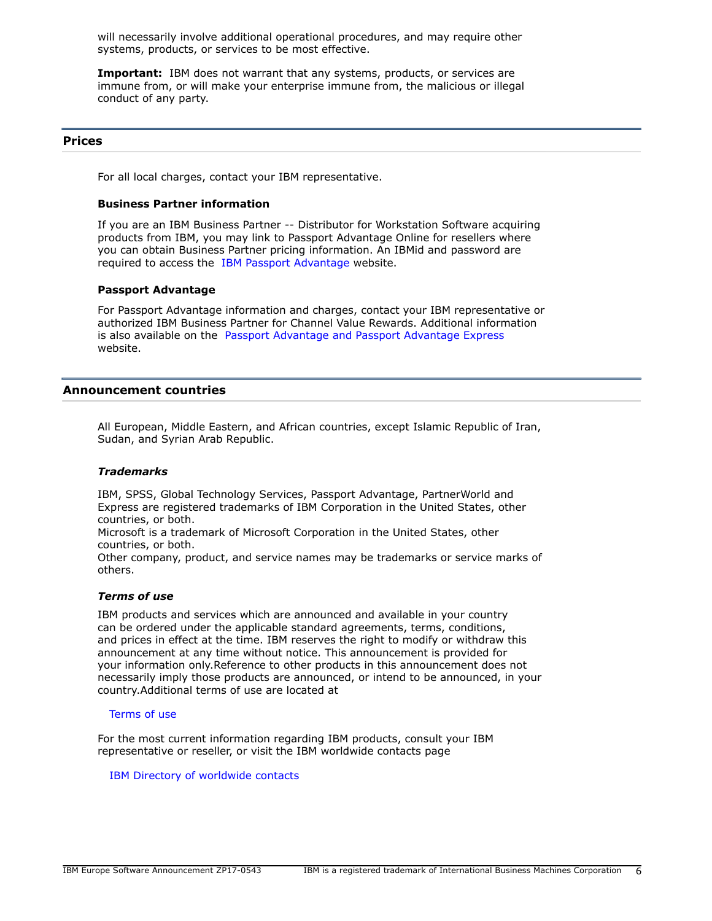will necessarily involve additional operational procedures, and may require other systems, products, or services to be most effective.

**Important:** IBM does not warrant that any systems, products, or services are immune from, or will make your enterprise immune from, the malicious or illegal conduct of any party.

## Prices

For all local charges, contact your IBM representative.

### Business Partner information

If you are an IBM Business Partner -- Distributor for Workstation Software acquiring products from IBM, you may link to Passport Advantage Online for resellers where you can obtain Business Partner pricing information. An IBMid and password are required to access the IBM Passport Advantage website.

### Passport Advantage

For Passport Advantage information and charges, contact your IBM representative or authorized IBM Business Partner for Channel Value Rewards. Additional information is also available on the Passport Advantage and Passport Advantage Express website.

## Announcement countries

All European, Middle Eastern, and African countries, except Islamic Republic of Iran, Sudan, and Syrian Arab Republic.

### *Trademarks*

IBM, SPSS, Global Technology Services, Passport Advantage, PartnerWorld and Express are registered trademarks of IBM Corporation in the United States, other countries, or both.
Microsoft is a trademark of Microsoft Corporation in the United States, other countries, or both.
Other company, product, and service names may be trademarks or service marks of others.

### *Terms of use*

IBM products and services which are announced and available in your country can be ordered under the applicable standard agreements, terms, conditions, and prices in effect at the time. IBM reserves the right to modify or withdraw this announcement at any time without notice. This announcement is provided for your information only.Reference to other products in this announcement does not necessarily imply those products are announced, or intend to be announced, in your country.Additional terms of use are located at

Terms of use

For the most current information regarding IBM products, consult your IBM representative or reseller, or visit the IBM worldwide contacts page

IBM Directory of worldwide contacts